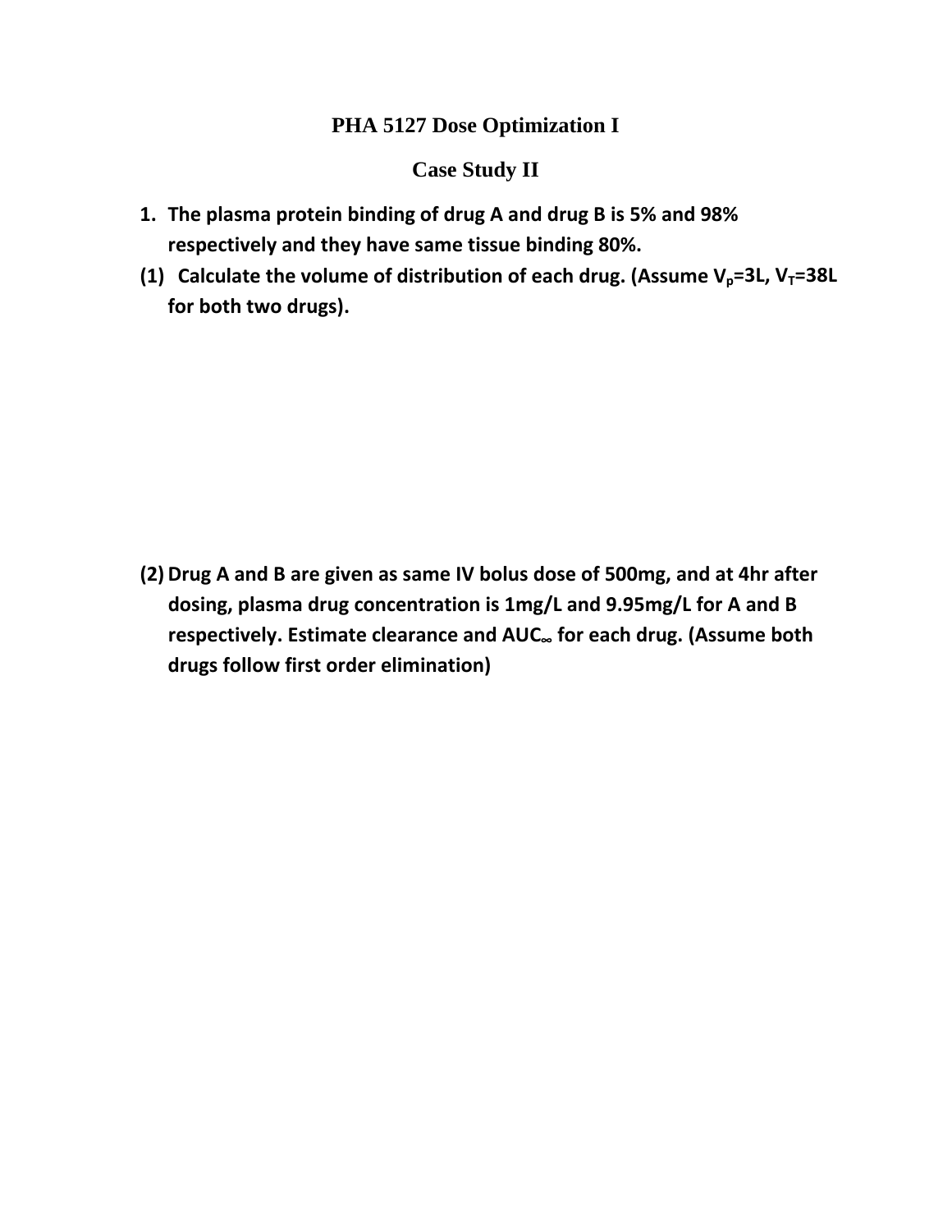# PHA 5127 Dose Optimization I

## Case Study II

1. **The plasma protein binding of drug A and drug B is 5% and 98% respectively and they have same tissue binding 80%.**

**(1) Calculate the volume of distribution of each drug. (Assume $V_p$=3L, $V_T$=38L for both two drugs).**

**(2) Drug A and B are given as same IV bolus dose of 500mg, and at 4hr after dosing, plasma drug concentration is 1mg/L and 9.95mg/L for A and B respectively. Estimate clearance and $AUC_\infty$ for each drug. (Assume both drugs follow first order elimination)**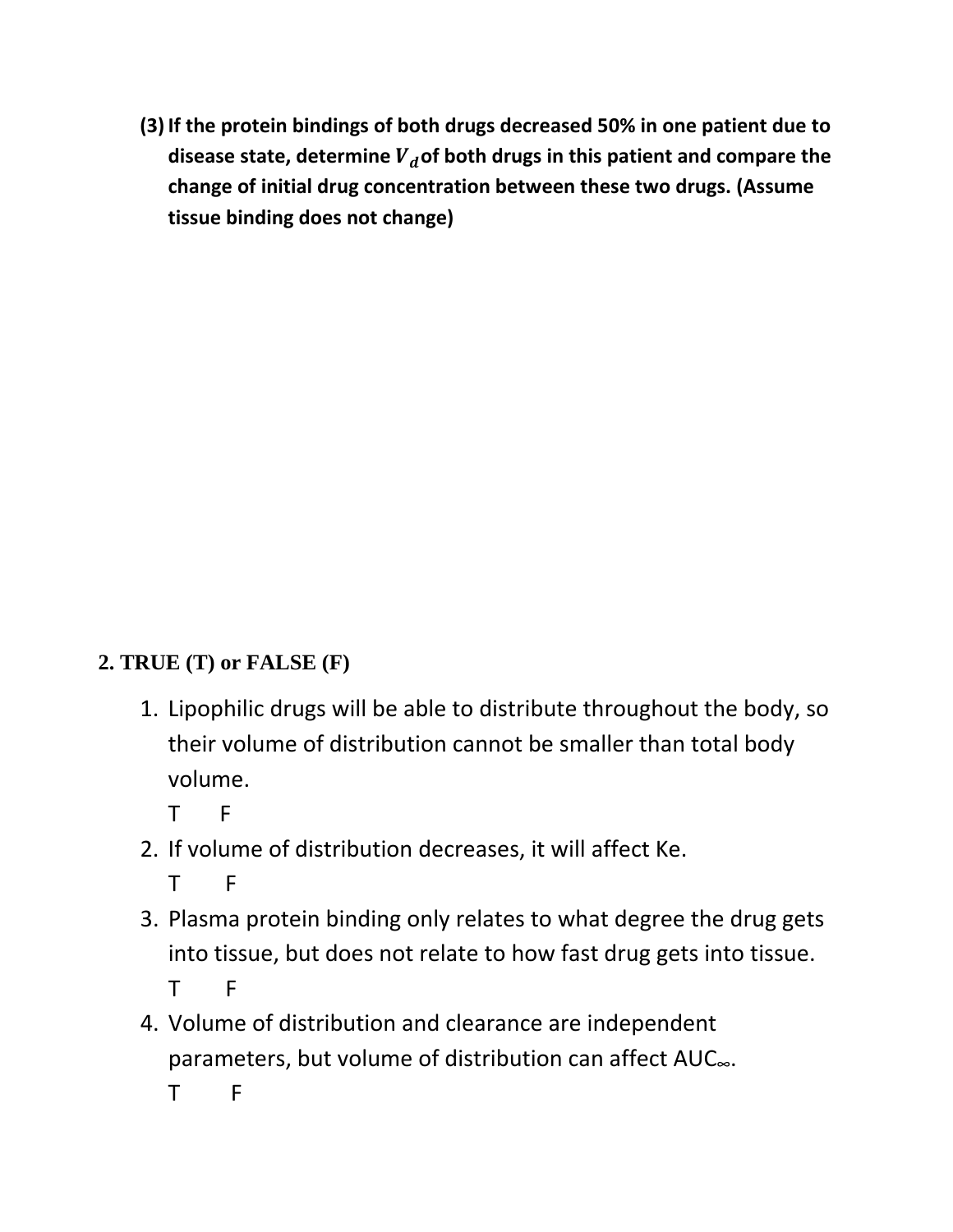**(3) If the protein bindings of both drugs decreased 50% in one patient due to disease state, determine $V_d$ of both drugs in this patient and compare the change of initial drug concentration between these two drugs. (Assume tissue binding does not change)**

## 2. TRUE (T) or FALSE (F)

1. Lipophilic drugs will be able to distribute throughout the body, so their volume of distribution cannot be smaller than total body volume.

   T F

2. If volume of distribution decreases, it will affect Ke.

   T F

3. Plasma protein binding only relates to what degree the drug gets into tissue, but does not relate to how fast drug gets into tissue.

   T F

4. Volume of distribution and clearance are independent parameters, but volume of distribution can affect $AUC_\infty$.

   T F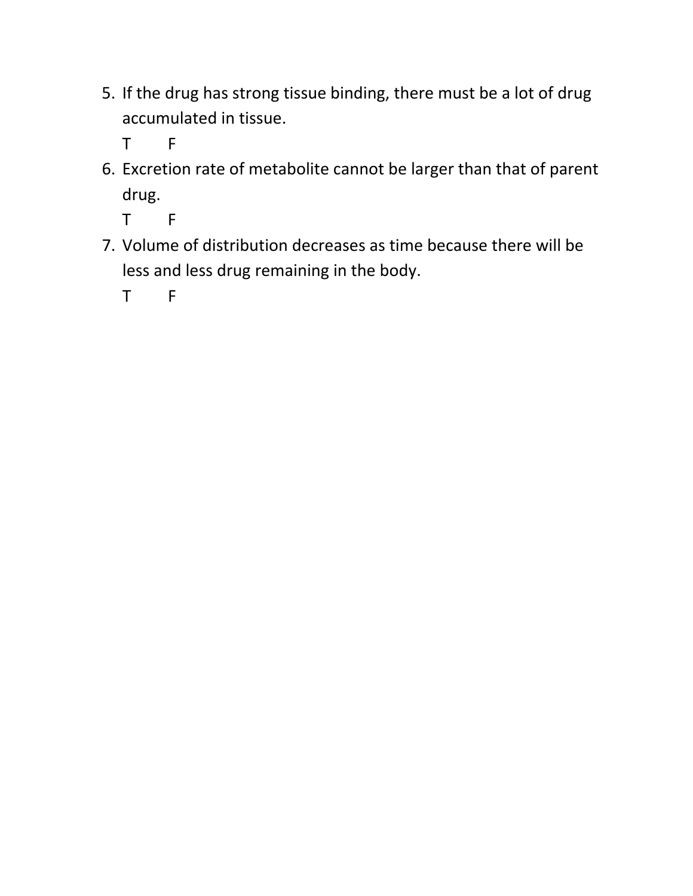5. If the drug has strong tissue binding, there must be a lot of drug accumulated in tissue.

   T F

6. Excretion rate of metabolite cannot be larger than that of parent drug.

   T F

7. Volume of distribution decreases as time because there will be less and less drug remaining in the body.

   T F